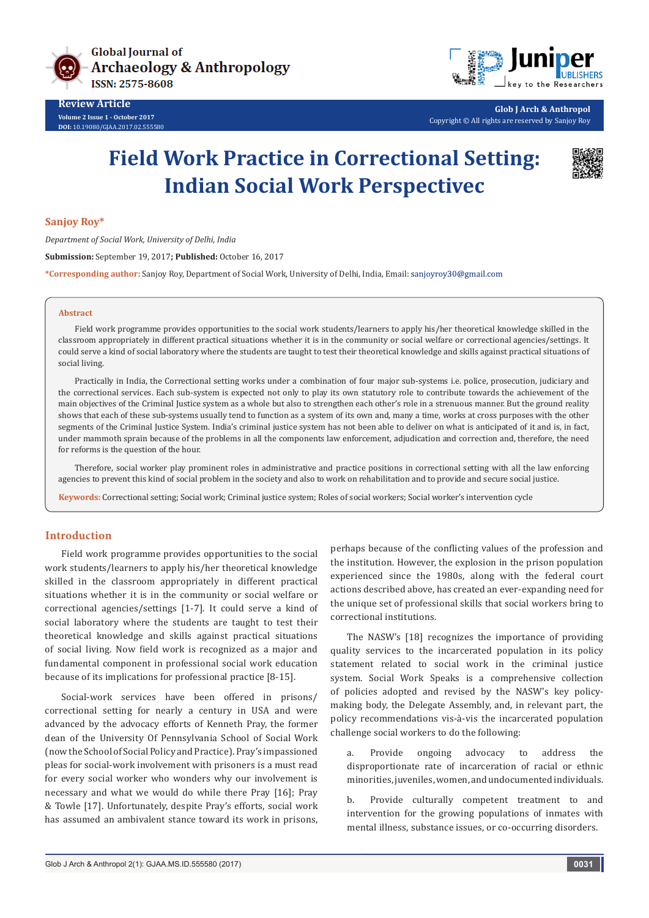Review Article

Volume 2 Issue 1 - October 2017
DOI: 10.19080/GJAA.2017.02.555580

Glob J Arch & Anthropol
Copyright © All rights are reserved by Sanjoy Roy

# Field Work Practice in Correctional Setting: Indian Social Work Perspectivec

**Sanjoy Roy***

*Department of Social Work, University of Delhi, India*

**Submission:** September 19, 2017; **Published:** October 16, 2017

***Corresponding author:** Sanjoy Roy, Department of Social Work, University of Delhi, India, Email: sanjoyroy30@gmail.com

## Abstract

Field work programme provides opportunities to the social work students/learners to apply his/her theoretical knowledge skilled in the classroom appropriately in different practical situations whether it is in the community or social welfare or correctional agencies/settings. It could serve a kind of social laboratory where the students are taught to test their theoretical knowledge and skills against practical situations of social living.

Practically in India, the Correctional setting works under a combination of four major sub-systems i.e. police, prosecution, judiciary and the correctional services. Each sub-system is expected not only to play its own statutory role to contribute towards the achievement of the main objectives of the Criminal Justice system as a whole but also to strengthen each other's role in a strenuous manner. But the ground reality shows that each of these sub-systems usually tend to function as a system of its own and, many a time, works at cross purposes with the other segments of the Criminal Justice System. India's criminal justice system has not been able to deliver on what is anticipated of it and is, in fact, under mammoth sprain because of the problems in all the components law enforcement, adjudication and correction and, therefore, the need for reforms is the question of the hour.

Therefore, social worker play prominent roles in administrative and practice positions in correctional setting with all the law enforcing agencies to prevent this kind of social problem in the society and also to work on rehabilitation and to provide and secure social justice.

**Keywords:** Correctional setting; Social work; Criminal justice system; Roles of social workers; Social worker's intervention cycle

## Introduction

Field work programme provides opportunities to the social work students/learners to apply his/her theoretical knowledge skilled in the classroom appropriately in different practical situations whether it is in the community or social welfare or correctional agencies/settings [1-7]. It could serve a kind of social laboratory where the students are taught to test their theoretical knowledge and skills against practical situations of social living. Now field work is recognized as a major and fundamental component in professional social work education because of its implications for professional practice [8-15].

Social-work services have been offered in prisons/correctional setting for nearly a century in USA and were advanced by the advocacy efforts of Kenneth Pray, the former dean of the University Of Pennsylvania School of Social Work (now the School of Social Policy and Practice). Pray's impassioned pleas for social-work involvement with prisoners is a must read for every social worker who wonders why our involvement is necessary and what we would do while there Pray [16]; Pray & Towle [17]. Unfortunately, despite Pray's efforts, social work has assumed an ambivalent stance toward its work in prisons, perhaps because of the conflicting values of the profession and the institution. However, the explosion in the prison population experienced since the 1980s, along with the federal court actions described above, has created an ever-expanding need for the unique set of professional skills that social workers bring to correctional institutions.

The NASW's [18] recognizes the importance of providing quality services to the incarcerated population in its policy statement related to social work in the criminal justice system. Social Work Speaks is a comprehensive collection of policies adopted and revised by the NASW's key policy-making body, the Delegate Assembly, and, in relevant part, the policy recommendations vis-à-vis the incarcerated population challenge social workers to do the following:

a. Provide ongoing advocacy to address the disproportionate rate of incarceration of racial or ethnic minorities, juveniles, women, and undocumented individuals.

b. Provide culturally competent treatment to and intervention for the growing populations of inmates with mental illness, substance issues, or co-occurring disorders.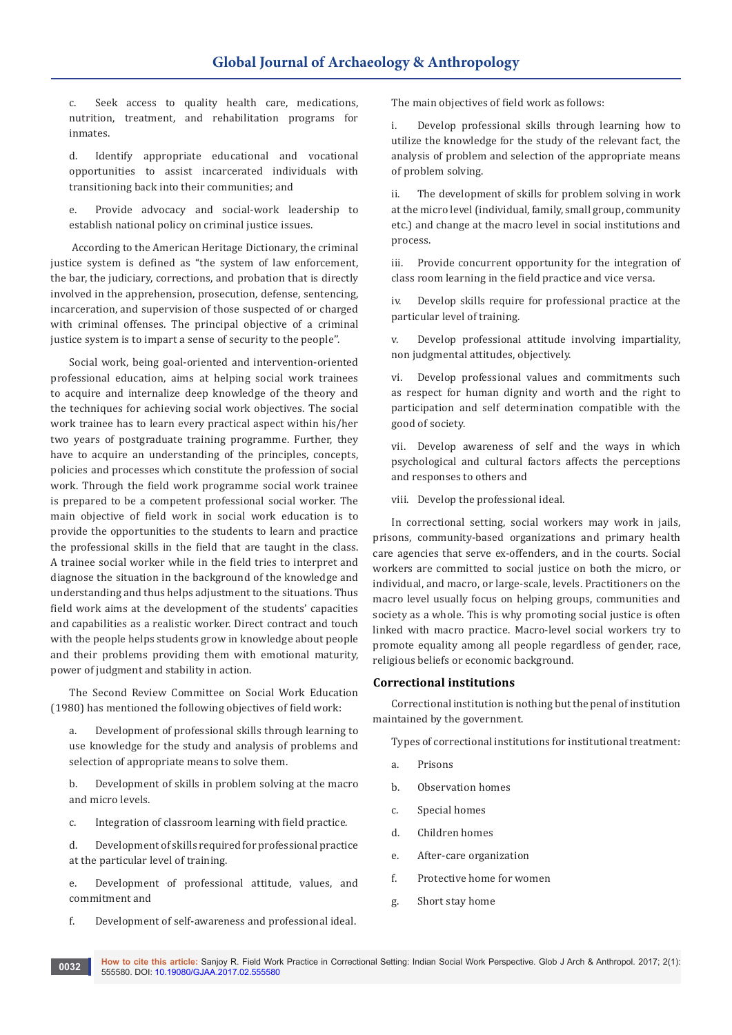c. Seek access to quality health care, medications, nutrition, treatment, and rehabilitation programs for inmates.

d. Identify appropriate educational and vocational opportunities to assist incarcerated individuals with transitioning back into their communities; and

e. Provide advocacy and social-work leadership to establish national policy on criminal justice issues.

According to the American Heritage Dictionary, the criminal justice system is defined as "the system of law enforcement, the bar, the judiciary, corrections, and probation that is directly involved in the apprehension, prosecution, defense, sentencing, incarceration, and supervision of those suspected of or charged with criminal offenses. The principal objective of a criminal justice system is to impart a sense of security to the people".

Social work, being goal-oriented and intervention-oriented professional education, aims at helping social work trainees to acquire and internalize deep knowledge of the theory and the techniques for achieving social work objectives. The social work trainee has to learn every practical aspect within his/her two years of postgraduate training programme. Further, they have to acquire an understanding of the principles, concepts, policies and processes which constitute the profession of social work. Through the field work programme social work trainee is prepared to be a competent professional social worker. The main objective of field work in social work education is to provide the opportunities to the students to learn and practice the professional skills in the field that are taught in the class. A trainee social worker while in the field tries to interpret and diagnose the situation in the background of the knowledge and understanding and thus helps adjustment to the situations. Thus field work aims at the development of the students' capacities and capabilities as a realistic worker. Direct contract and touch with the people helps students grow in knowledge about people and their problems providing them with emotional maturity, power of judgment and stability in action.

The Second Review Committee on Social Work Education (1980) has mentioned the following objectives of field work:

a. Development of professional skills through learning to use knowledge for the study and analysis of problems and selection of appropriate means to solve them.

b. Development of skills in problem solving at the macro and micro levels.

c. Integration of classroom learning with field practice.

d. Development of skills required for professional practice at the particular level of training.

e. Development of professional attitude, values, and commitment and

f. Development of self-awareness and professional ideal.

The main objectives of field work as follows:

i. Develop professional skills through learning how to utilize the knowledge for the study of the relevant fact, the analysis of problem and selection of the appropriate means of problem solving.

ii. The development of skills for problem solving in work at the micro level (individual, family, small group, community etc.) and change at the macro level in social institutions and process.

iii. Provide concurrent opportunity for the integration of class room learning in the field practice and vice versa.

iv. Develop skills require for professional practice at the particular level of training.

v. Develop professional attitude involving impartiality, non judgmental attitudes, objectively.

vi. Develop professional values and commitments such as respect for human dignity and worth and the right to participation and self determination compatible with the good of society.

vii. Develop awareness of self and the ways in which psychological and cultural factors affects the perceptions and responses to others and

viii. Develop the professional ideal.

In correctional setting, social workers may work in jails, prisons, community-based organizations and primary health care agencies that serve ex-offenders, and in the courts. Social workers are committed to social justice on both the micro, or individual, and macro, or large-scale, levels. Practitioners on the macro level usually focus on helping groups, communities and society as a whole. This is why promoting social justice is often linked with macro practice. Macro-level social workers try to promote equality among all people regardless of gender, race, religious beliefs or economic background.

## Correctional institutions

Correctional institution is nothing but the penal of institution maintained by the government.

Types of correctional institutions for institutional treatment:

a. Prisons

b. Observation homes

c. Special homes

d. Children homes

e. After-care organization

f. Protective home for women

g. Short stay home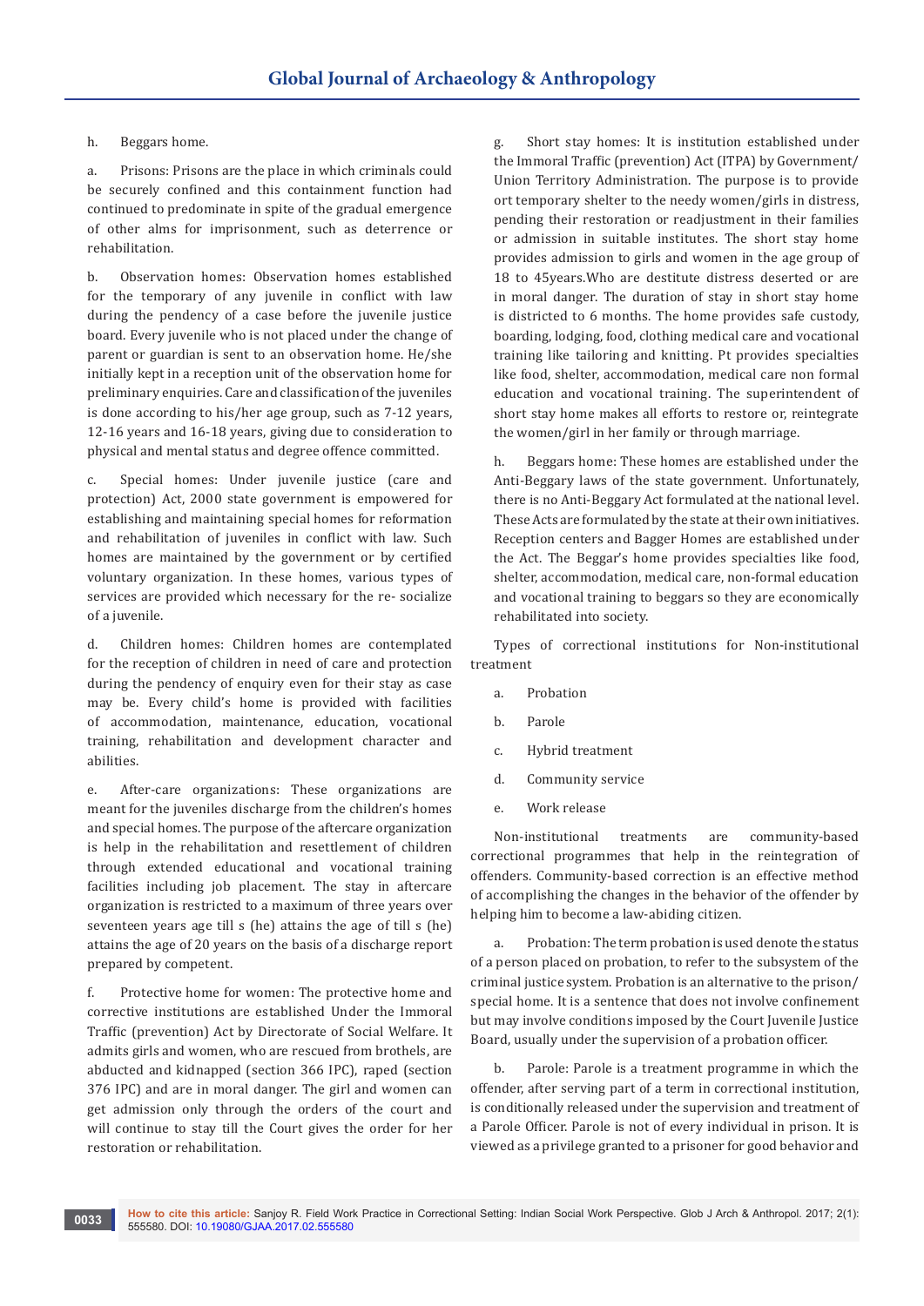h. Beggars home.

a. Prisons: Prisons are the place in which criminals could be securely confined and this containment function had continued to predominate in spite of the gradual emergence of other alms for imprisonment, such as deterrence or rehabilitation.

b. Observation homes: Observation homes established for the temporary of any juvenile in conflict with law during the pendency of a case before the juvenile justice board. Every juvenile who is not placed under the change of parent or guardian is sent to an observation home. He/she initially kept in a reception unit of the observation home for preliminary enquiries. Care and classification of the juveniles is done according to his/her age group, such as 7-12 years, 12-16 years and 16-18 years, giving due to consideration to physical and mental status and degree offence committed.

c. Special homes: Under juvenile justice (care and protection) Act, 2000 state government is empowered for establishing and maintaining special homes for reformation and rehabilitation of juveniles in conflict with law. Such homes are maintained by the government or by certified voluntary organization. In these homes, various types of services are provided which necessary for the re- socialize of a juvenile.

d. Children homes: Children homes are contemplated for the reception of children in need of care and protection during the pendency of enquiry even for their stay as case may be. Every child's home is provided with facilities of accommodation, maintenance, education, vocational training, rehabilitation and development character and abilities.

e. After-care organizations: These organizations are meant for the juveniles discharge from the children's homes and special homes. The purpose of the aftercare organization is help in the rehabilitation and resettlement of children through extended educational and vocational training facilities including job placement. The stay in aftercare organization is restricted to a maximum of three years over seventeen years age till s (he) attains the age of till s (he) attains the age of 20 years on the basis of a discharge report prepared by competent.

f. Protective home for women: The protective home and corrective institutions are established Under the Immoral Traffic (prevention) Act by Directorate of Social Welfare. It admits girls and women, who are rescued from brothels, are abducted and kidnapped (section 366 IPC), raped (section 376 IPC) and are in moral danger. The girl and women can get admission only through the orders of the court and will continue to stay till the Court gives the order for her restoration or rehabilitation.

g. Short stay homes: It is institution established under the Immoral Traffic (prevention) Act (ITPA) by Government/ Union Territory Administration. The purpose is to provide ort temporary shelter to the needy women/girls in distress, pending their restoration or readjustment in their families or admission in suitable institutes. The short stay home provides admission to girls and women in the age group of 18 to 45years.Who are destitute distress deserted or are in moral danger. The duration of stay in short stay home is districted to 6 months. The home provides safe custody, boarding, lodging, food, clothing medical care and vocational training like tailoring and knitting. Pt provides specialties like food, shelter, accommodation, medical care non formal education and vocational training. The superintendent of short stay home makes all efforts to restore or, reintegrate the women/girl in her family or through marriage.

h. Beggars home: These homes are established under the Anti-Beggary laws of the state government. Unfortunately, there is no Anti-Beggary Act formulated at the national level. These Acts are formulated by the state at their own initiatives. Reception centers and Bagger Homes are established under the Act. The Beggar's home provides specialties like food, shelter, accommodation, medical care, non-formal education and vocational training to beggars so they are economically rehabilitated into society.

Types of correctional institutions for Non-institutional treatment

a. Probation

b. Parole

c. Hybrid treatment

d. Community service

e. Work release

Non-institutional treatments are community-based correctional programmes that help in the reintegration of offenders. Community-based correction is an effective method of accomplishing the changes in the behavior of the offender by helping him to become a law-abiding citizen.

a. Probation: The term probation is used denote the status of a person placed on probation, to refer to the subsystem of the criminal justice system. Probation is an alternative to the prison/ special home. It is a sentence that does not involve confinement but may involve conditions imposed by the Court Juvenile Justice Board, usually under the supervision of a probation officer.

b. Parole: Parole is a treatment programme in which the offender, after serving part of a term in correctional institution, is conditionally released under the supervision and treatment of a Parole Officer. Parole is not of every individual in prison. It is viewed as a privilege granted to a prisoner for good behavior and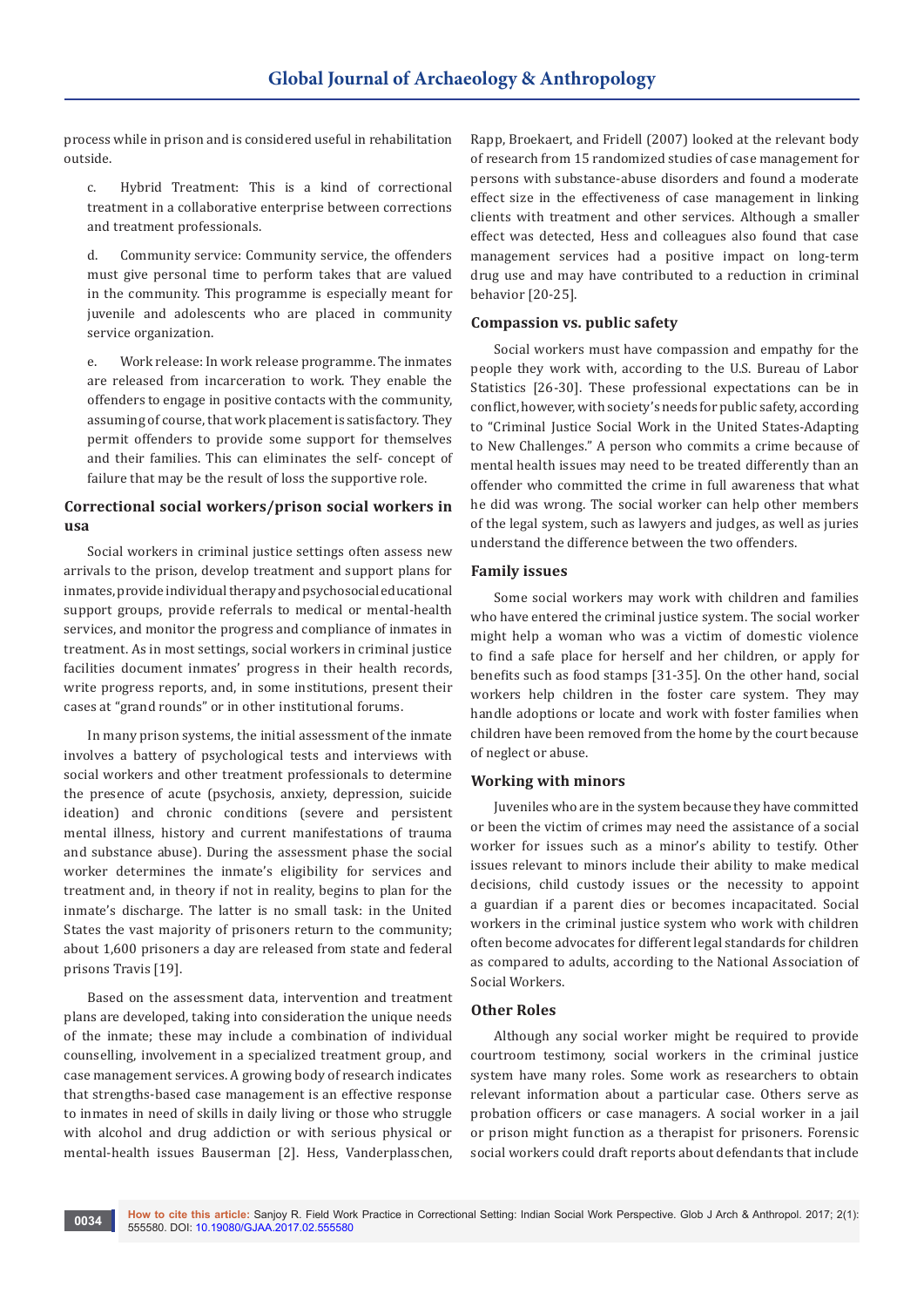process while in prison and is considered useful in rehabilitation outside.

c. Hybrid Treatment: This is a kind of correctional treatment in a collaborative enterprise between corrections and treatment professionals.

d. Community service: Community service, the offenders must give personal time to perform takes that are valued in the community. This programme is especially meant for juvenile and adolescents who are placed in community service organization.

e. Work release: In work release programme. The inmates are released from incarceration to work. They enable the offenders to engage in positive contacts with the community, assuming of course, that work placement is satisfactory. They permit offenders to provide some support for themselves and their families. This can eliminates the self- concept of failure that may be the result of loss the supportive role.

### Correctional social workers/prison social workers in usa

Social workers in criminal justice settings often assess new arrivals to the prison, develop treatment and support plans for inmates, provide individual therapy and psychosocial educational support groups, provide referrals to medical or mental-health services, and monitor the progress and compliance of inmates in treatment. As in most settings, social workers in criminal justice facilities document inmates' progress in their health records, write progress reports, and, in some institutions, present their cases at "grand rounds" or in other institutional forums.

In many prison systems, the initial assessment of the inmate involves a battery of psychological tests and interviews with social workers and other treatment professionals to determine the presence of acute (psychosis, anxiety, depression, suicide ideation) and chronic conditions (severe and persistent mental illness, history and current manifestations of trauma and substance abuse). During the assessment phase the social worker determines the inmate's eligibility for services and treatment and, in theory if not in reality, begins to plan for the inmate's discharge. The latter is no small task: in the United States the vast majority of prisoners return to the community; about 1,600 prisoners a day are released from state and federal prisons Travis [19].

Based on the assessment data, intervention and treatment plans are developed, taking into consideration the unique needs of the inmate; these may include a combination of individual counselling, involvement in a specialized treatment group, and case management services. A growing body of research indicates that strengths-based case management is an effective response to inmates in need of skills in daily living or those who struggle with alcohol and drug addiction or with serious physical or mental-health issues Bauserman [2]. Hess, Vanderplasschen, Rapp, Broekaert, and Fridell (2007) looked at the relevant body of research from 15 randomized studies of case management for persons with substance-abuse disorders and found a moderate effect size in the effectiveness of case management in linking clients with treatment and other services. Although a smaller effect was detected, Hess and colleagues also found that case management services had a positive impact on long-term drug use and may have contributed to a reduction in criminal behavior [20-25].

### Compassion vs. public safety

Social workers must have compassion and empathy for the people they work with, according to the U.S. Bureau of Labor Statistics [26-30]. These professional expectations can be in conflict, however, with society's needs for public safety, according to "Criminal Justice Social Work in the United States-Adapting to New Challenges." A person who commits a crime because of mental health issues may need to be treated differently than an offender who committed the crime in full awareness that what he did was wrong. The social worker can help other members of the legal system, such as lawyers and judges, as well as juries understand the difference between the two offenders.

### Family issues

Some social workers may work with children and families who have entered the criminal justice system. The social worker might help a woman who was a victim of domestic violence to find a safe place for herself and her children, or apply for benefits such as food stamps [31-35]. On the other hand, social workers help children in the foster care system. They may handle adoptions or locate and work with foster families when children have been removed from the home by the court because of neglect or abuse.

### Working with minors

Juveniles who are in the system because they have committed or been the victim of crimes may need the assistance of a social worker for issues such as a minor's ability to testify. Other issues relevant to minors include their ability to make medical decisions, child custody issues or the necessity to appoint a guardian if a parent dies or becomes incapacitated. Social workers in the criminal justice system who work with children often become advocates for different legal standards for children as compared to adults, according to the National Association of Social Workers.

### Other Roles

Although any social worker might be required to provide courtroom testimony, social workers in the criminal justice system have many roles. Some work as researchers to obtain relevant information about a particular case. Others serve as probation officers or case managers. A social worker in a jail or prison might function as a therapist for prisoners. Forensic social workers could draft reports about defendants that include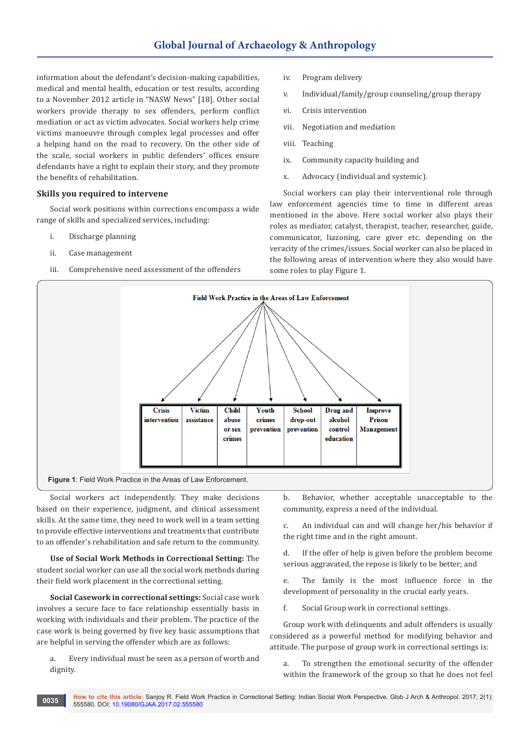information about the defendant's decision-making capabilities, medical and mental health, education or test results, according to a November 2012 article in "NASW News" [18]. Other social workers provide therapy to sex offenders, perform conflict mediation or act as victim advocates. Social workers help crime victims manoeuvre through complex legal processes and offer a helping hand on the road to recovery. On the other side of the scale, social workers in public defenders' offices ensure defendants have a right to explain their story, and they promote the benefits of rehabilitation.

### Skills you required to intervene

Social work positions within corrections encompass a wide range of skills and specialized services, including:

i. Discharge planning

ii. Case management

iii. Comprehensive need assessment of the offenders

iv. Program delivery

v. Individual/family/group counseling/group therapy

vi. Crisis intervention

vii. Negotiation and mediation

viii. Teaching

ix. Community capacity building and

x. Advocacy (individual and systemic).

Social workers can play their interventional role through law enforcement agencies time to time in different areas mentioned in the above. Here social worker also plays their roles as mediator, catalyst, therapist, teacher, researcher, guide, communicator, liazoning, care giver etc. depending on the veracity of the crimes/issues. Social worker can also be placed in the following areas of intervention where they also would have some roles to play Figure 1.

Field Work Practice in the Areas of Law Enforcement

| Crisis intervention | Victim assistance | Child abuse or sex crimes | Youth crimes prevention | School drop-out prevention | Drug and alcohol control education | Improve Prison Management |
|---|---|---|---|---|---|---|

**Figure 1**: Field Work Practice in the Areas of Law Enforcement.

Social workers act independently. They make decisions based on their experience, judgment, and clinical assessment skills. At the same time, they need to work well in a team setting to provide effective interventions and treatments that contribute to an offender's rehabilitation and safe return to the community.

**Use of Social Work Methods in Correctional Setting:** The student social worker can use all the social work methods during their field work placement in the correctional setting.

**Social Casework in correctional settings:** Social case work involves a secure face to face relationship essentially basis in working with individuals and their problem. The practice of the case work is being governed by five key basic assumptions that are helpful in serving the offender which are as follows:

a. Every individual must be seen as a person of worth and dignity.

b. Behavior, whether acceptable unacceptable to the community, express a need of the individual.

c. An individual can and will change her/his behavior if the right time and in the right amount.

d. If the offer of help is given before the problem become serious aggravated, the repose is likely to be better; and

e. The family is the most influence force in the development of personality in the crucial early years.

f. Social Group work in correctional settings.

Group work with delinquents and adult offenders is usually considered as a powerful method for modifying behavior and attitude. The purpose of group work in correctional settings is:

a. To strengthen the emotional security of the offender within the framework of the group so that he does not feel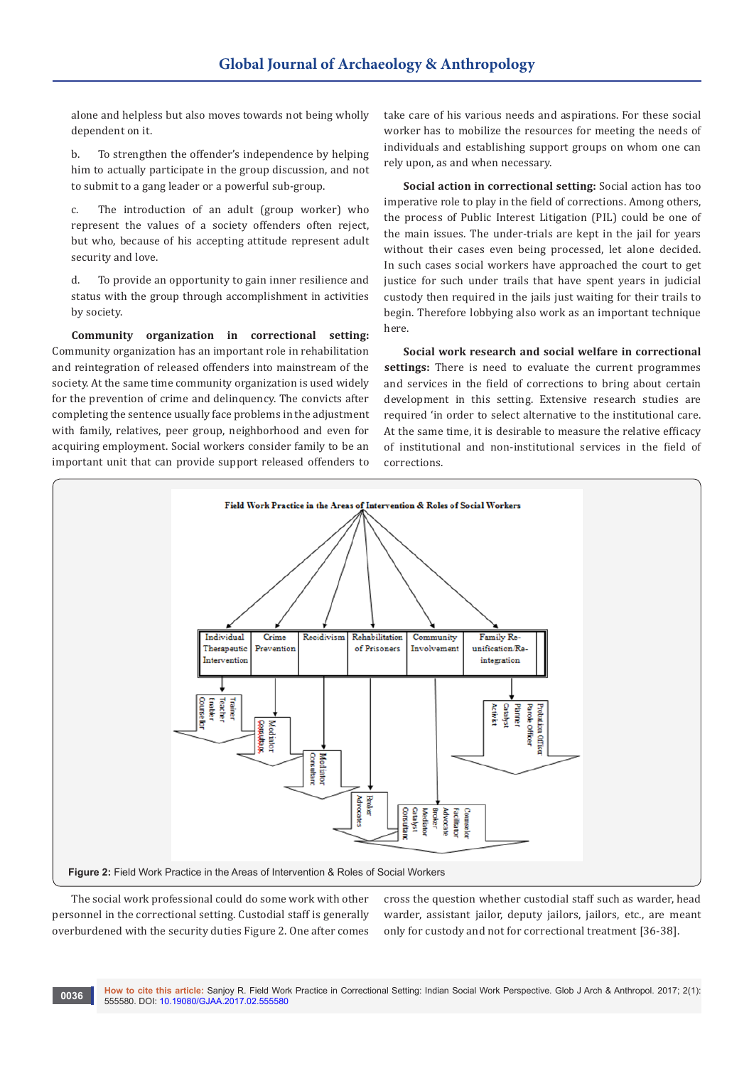alone and helpless but also moves towards not being wholly dependent on it.

b. To strengthen the offender's independence by helping him to actually participate in the group discussion, and not to submit to a gang leader or a powerful sub-group.

c. The introduction of an adult (group worker) who represent the values of a society offenders often reject, but who, because of his accepting attitude represent adult security and love.

d. To provide an opportunity to gain inner resilience and status with the group through accomplishment in activities by society.

**Community organization in correctional setting:** Community organization has an important role in rehabilitation and reintegration of released offenders into mainstream of the society. At the same time community organization is used widely for the prevention of crime and delinquency. The convicts after completing the sentence usually face problems in the adjustment with family, relatives, peer group, neighborhood and even for acquiring employment. Social workers consider family to be an important unit that can provide support released offenders to take care of his various needs and aspirations. For these social worker has to mobilize the resources for meeting the needs of individuals and establishing support groups on whom one can rely upon, as and when necessary.

**Social action in correctional setting:** Social action has too imperative role to play in the field of corrections. Among others, the process of Public Interest Litigation (PIL) could be one of the main issues. The under-trials are kept in the jail for years without their cases even being processed, let alone decided. In such cases social workers have approached the court to get justice for such under trails that have spent years in judicial custody then required in the jails just waiting for their trails to begin. Therefore lobbying also work as an important technique here.

**Social work research and social welfare in correctional settings:** There is need to evaluate the current programmes and services in the field of corrections to bring about certain development in this setting. Extensive research studies are required 'in order to select alternative to the institutional care. At the same time, it is desirable to measure the relative efficacy of institutional and non-institutional services in the field of corrections.

**Figure 2:** Field Work Practice in the Areas of Intervention & Roles of Social Workers

The social work professional could do some work with other personnel in the correctional setting. Custodial staff is generally overburdened with the security duties Figure 2. One after comes cross the question whether custodial staff such as warder, head warder, assistant jailor, deputy jailors, jailors, etc., are meant only for custody and not for correctional treatment [36-38].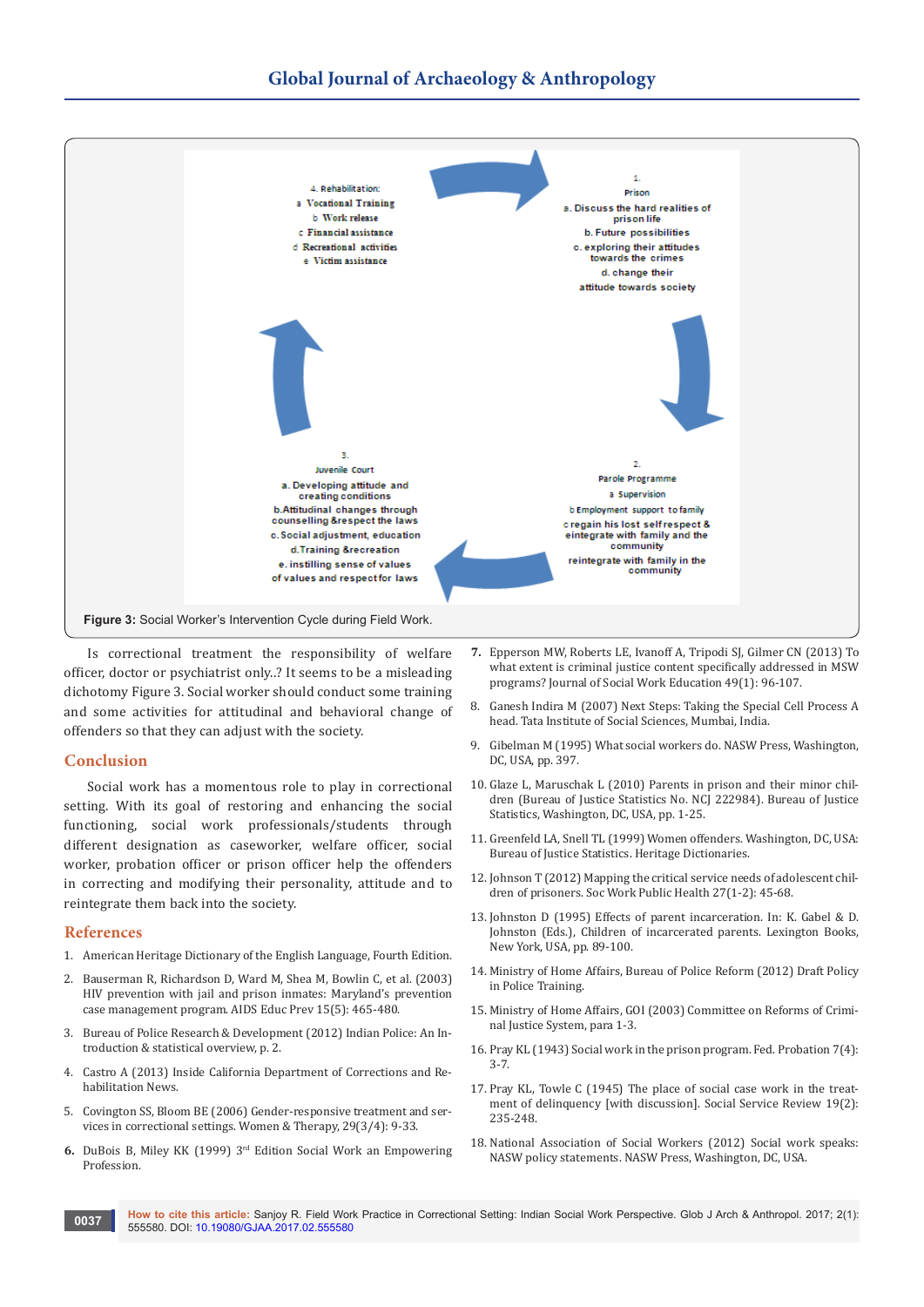4. Rehabilitation:
a Vocational Training
b Work release
c Financial assistance
d Recreational activities
e Victim assistance

1.
Prison
a. Discuss the hard realities of prison life
b. Future possibilities
c. exploring their attitudes towards the crimes
d. change their attitude towards society

2.
Parole Programme
a Supervision
b Employment support to family
c regain his lost self respect & eintegrate with family and the community
reintegrate with family in the community

3.
Juvenile Court
a. Developing attitude and creating conditions
b.Attitudinal changes through counselling &respect the laws
c. Social adjustment, education
d.Training &recreation
e. instilling sense of values of values and respect for laws

**Figure 3:** Social Worker's Intervention Cycle during Field Work.

Is correctional treatment the responsibility of welfare officer, doctor or psychiatrist only..? It seems to be a misleading dichotomy Figure 3. Social worker should conduct some training and some activities for attitudinal and behavioral change of offenders so that they can adjust with the society.

## Conclusion

Social work has a momentous role to play in correctional setting. With its goal of restoring and enhancing the social functioning, social work professionals/students through different designation as caseworker, welfare officer, social worker, probation officer or prison officer help the offenders in correcting and modifying their personality, attitude and to reintegrate them back into the society.

## References

1. American Heritage Dictionary of the English Language, Fourth Edition.
2. Bauserman R, Richardson D, Ward M, Shea M, Bowlin C, et al. (2003) HIV prevention with jail and prison inmates: Maryland's prevention case management program. AIDS Educ Prev 15(5): 465-480.
3. Bureau of Police Research & Development (2012) Indian Police: An Introduction & statistical overview, p. 2.
4. Castro A (2013) Inside California Department of Corrections and Rehabilitation News.
5. Covington SS, Bloom BE (2006) Gender-responsive treatment and services in correctional settings. Women & Therapy, 29(3/4): 9-33.
6. DuBois B, Miley KK (1999) 3rd Edition Social Work an Empowering Profession.
7. Epperson MW, Roberts LE, Ivanoff A, Tripodi SJ, Gilmer CN (2013) To what extent is criminal justice content specifically addressed in MSW programs? Journal of Social Work Education 49(1): 96-107.
8. Ganesh Indira M (2007) Next Steps: Taking the Special Cell Process A head. Tata Institute of Social Sciences, Mumbai, India.
9. Gibelman M (1995) What social workers do. NASW Press, Washington, DC, USA, pp. 397.
10. Glaze L, Maruschak L (2010) Parents in prison and their minor children (Bureau of Justice Statistics No. NCJ 222984). Bureau of Justice Statistics, Washington, DC, USA, pp. 1-25.
11. Greenfeld LA, Snell TL (1999) Women offenders. Washington, DC, USA: Bureau of Justice Statistics. Heritage Dictionaries.
12. Johnson T (2012) Mapping the critical service needs of adolescent children of prisoners. Soc Work Public Health 27(1-2): 45-68.
13. Johnston D (1995) Effects of parent incarceration. In: K. Gabel & D. Johnston (Eds.), Children of incarcerated parents. Lexington Books, New York, USA, pp. 89-100.
14. Ministry of Home Affairs, Bureau of Police Reform (2012) Draft Policy in Police Training.
15. Ministry of Home Affairs, GOI (2003) Committee on Reforms of Criminal Justice System, para 1-3.
16. Pray KL (1943) Social work in the prison program. Fed. Probation 7(4): 3-7.
17. Pray KL, Towle C (1945) The place of social case work in the treatment of delinquency [with discussion]. Social Service Review 19(2): 235-248.
18. National Association of Social Workers (2012) Social work speaks: NASW policy statements. NASW Press, Washington, DC, USA.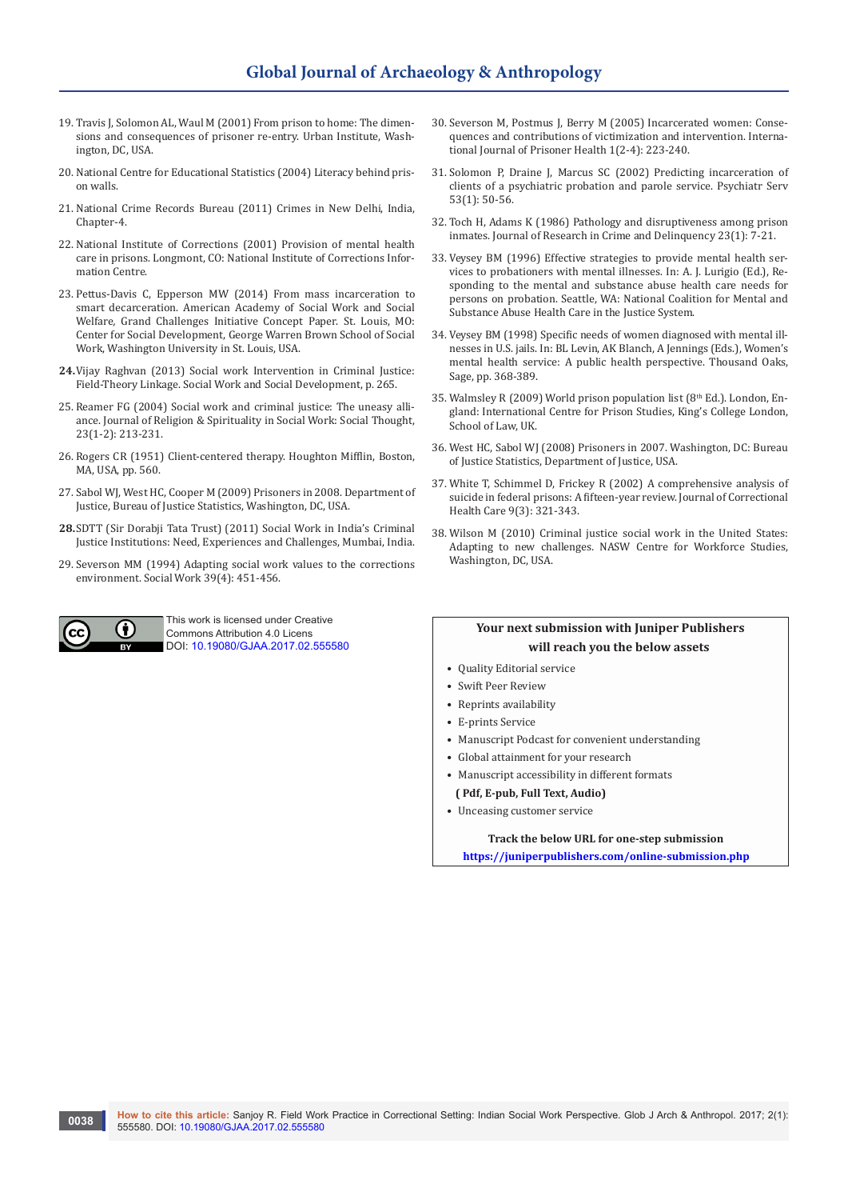19. Travis J, Solomon AL, Waul M (2001) From prison to home: The dimensions and consequences of prisoner re-entry. Urban Institute, Washington, DC, USA.
20. National Centre for Educational Statistics (2004) Literacy behind prison walls.
21. National Crime Records Bureau (2011) Crimes in New Delhi, India, Chapter-4.
22. National Institute of Corrections (2001) Provision of mental health care in prisons. Longmont, CO: National Institute of Corrections Information Centre.
23. Pettus-Davis C, Epperson MW (2014) From mass incarceration to smart decarceration. American Academy of Social Work and Social Welfare, Grand Challenges Initiative Concept Paper. St. Louis, MO: Center for Social Development, George Warren Brown School of Social Work, Washington University in St. Louis, USA.
24. Vijay Raghvan (2013) Social work Intervention in Criminal Justice: Field-Theory Linkage. Social Work and Social Development, p. 265.
25. Reamer FG (2004) Social work and criminal justice: The uneasy alliance. Journal of Religion & Spirituality in Social Work: Social Thought, 23(1-2): 213-231.
26. Rogers CR (1951) Client-centered therapy. Houghton Mifflin, Boston, MA, USA, pp. 560.
27. Sabol WJ, West HC, Cooper M (2009) Prisoners in 2008. Department of Justice, Bureau of Justice Statistics, Washington, DC, USA.
28. SDTT (Sir Dorabji Tata Trust) (2011) Social Work in India's Criminal Justice Institutions: Need, Experiences and Challenges, Mumbai, India.
29. Severson MM (1994) Adapting social work values to the corrections environment. Social Work 39(4): 451-456.
30. Severson M, Postmus J, Berry M (2005) Incarcerated women: Consequences and contributions of victimization and intervention. International Journal of Prisoner Health 1(2-4): 223-240.
31. Solomon P, Draine J, Marcus SC (2002) Predicting incarceration of clients of a psychiatric probation and parole service. Psychiatr Serv 53(1): 50-56.
32. Toch H, Adams K (1986) Pathology and disruptiveness among prison inmates. Journal of Research in Crime and Delinquency 23(1): 7-21.
33. Veysey BM (1996) Effective strategies to provide mental health services to probationers with mental illnesses. In: A. J. Lurigio (Ed.), Responding to the mental and substance abuse health care needs for persons on probation. Seattle, WA: National Coalition for Mental and Substance Abuse Health Care in the Justice System.
34. Veysey BM (1998) Specific needs of women diagnosed with mental illnesses in U.S. jails. In: BL Levin, AK Blanch, A Jennings (Eds.), Women's mental health service: A public health perspective. Thousand Oaks, Sage, pp. 368-389.
35. Walmsley R (2009) World prison population list (8th Ed.). London, England: International Centre for Prison Studies, King's College London, School of Law, UK.
36. West HC, Sabol WJ (2008) Prisoners in 2007. Washington, DC: Bureau of Justice Statistics, Department of Justice, USA.
37. White T, Schimmel D, Frickey R (2002) A comprehensive analysis of suicide in federal prisons: A fifteen-year review. Journal of Correctional Health Care 9(3): 321-343.
38. Wilson M (2010) Criminal justice social work in the United States: Adapting to new challenges. NASW Centre for Workforce Studies, Washington, DC, USA.

This work is licensed under Creative Commons Attribution 4.0 Licens
DOI: 10.19080/GJAA.2017.02.555580

**Your next submission with Juniper Publishers will reach you the below assets**

- Quality Editorial service
- Swift Peer Review
- Reprints availability
- E-prints Service
- Manuscript Podcast for convenient understanding
- Global attainment for your research
- Manuscript accessibility in different formats

  **( Pdf, E-pub, Full Text, Audio)**
- Unceasing customer service

**Track the below URL for one-step submission**
**https://juniperpublishers.com/online-submission.php**

**How to cite this article:** Sanjoy R. Field Work Practice in Correctional Setting: Indian Social Work Perspective. Glob J Arch & Anthropol. 2017; 2(1): 555580. DOI: 10.19080/GJAA.2017.02.555580